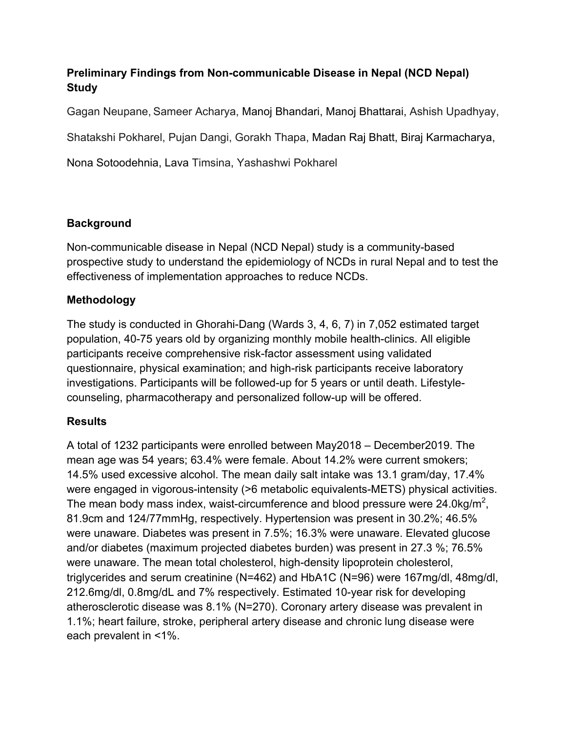**Preliminary Findings from Non-communicable Disease in Nepal (NCD Nepal) Study**

Gagan Neupane, Sameer Acharya, Manoj Bhandari, Manoj Bhattarai, Ashish Upadhyay, Shatakshi Pokharel, Pujan Dangi, Gorakh Thapa, Madan Raj Bhatt, Biraj Karmacharya, Nona Sotoodehnia, Lava Timsina, Yashashwi Pokharel

## Background

Non-communicable disease in Nepal (NCD Nepal) study is a community-based prospective study to understand the epidemiology of NCDs in rural Nepal and to test the effectiveness of implementation approaches to reduce NCDs.

## Methodology

The study is conducted in Ghorahi-Dang (Wards 3, 4, 6, 7) in 7,052 estimated target population, 40-75 years old by organizing monthly mobile health-clinics. All eligible participants receive comprehensive risk-factor assessment using validated questionnaire, physical examination; and high-risk participants receive laboratory investigations. Participants will be followed-up for 5 years or until death. Lifestyle-counseling, pharmacotherapy and personalized follow-up will be offered.

## Results

A total of 1232 participants were enrolled between May2018 – December2019. The mean age was 54 years; 63.4% were female. About 14.2% were current smokers; 14.5% used excessive alcohol. The mean daily salt intake was 13.1 gram/day, 17.4% were engaged in vigorous-intensity (>6 metabolic equivalents-METS) physical activities. The mean body mass index, waist-circumference and blood pressure were 24.0kg/m$^2$, 81.9cm and 124/77mmHg, respectively. Hypertension was present in 30.2%; 46.5% were unaware. Diabetes was present in 7.5%; 16.3% were unaware. Elevated glucose and/or diabetes (maximum projected diabetes burden) was present in 27.3 %; 76.5% were unaware. The mean total cholesterol, high-density lipoprotein cholesterol, triglycerides and serum creatinine (N=462) and HbA1C (N=96) were 167mg/dl, 48mg/dl, 212.6mg/dl, 0.8mg/dL and 7% respectively. Estimated 10-year risk for developing atherosclerotic disease was 8.1% (N=270). Coronary artery disease was prevalent in 1.1%; heart failure, stroke, peripheral artery disease and chronic lung disease were each prevalent in <1%.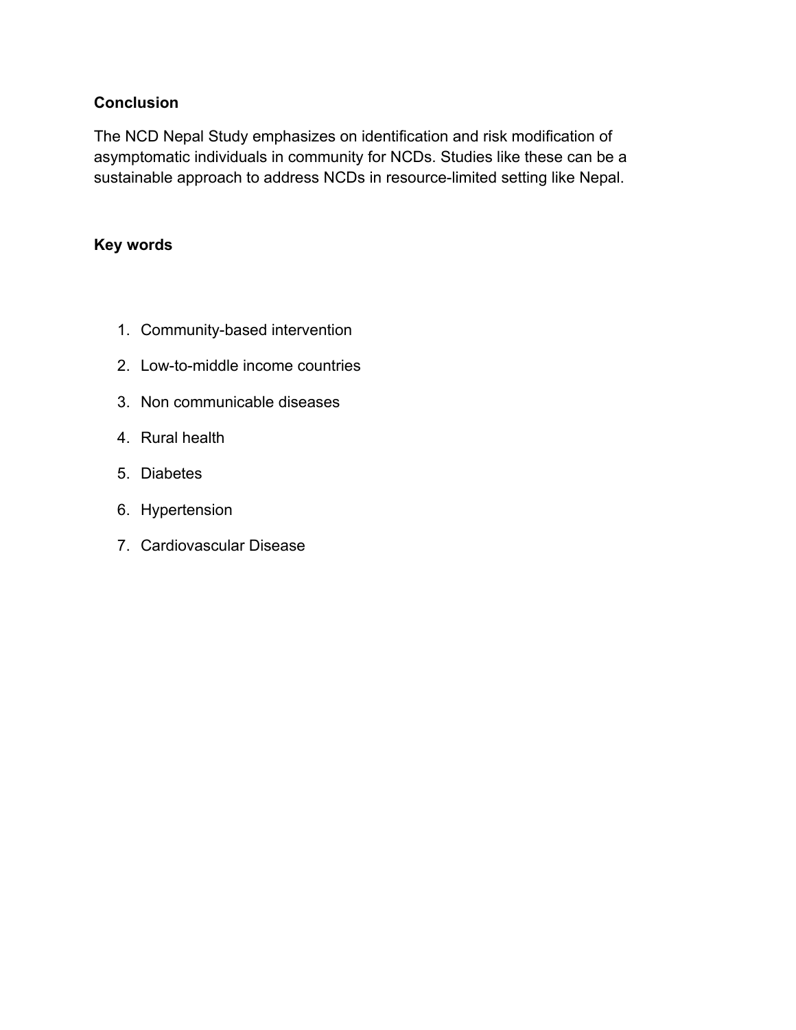**Conclusion**

The NCD Nepal Study emphasizes on identification and risk modification of asymptomatic individuals in community for NCDs. Studies like these can be a sustainable approach to address NCDs in resource-limited setting like Nepal.

**Key words**

1. Community-based intervention
2. Low-to-middle income countries
3. Non communicable diseases
4. Rural health
5. Diabetes
6. Hypertension
7. Cardiovascular Disease